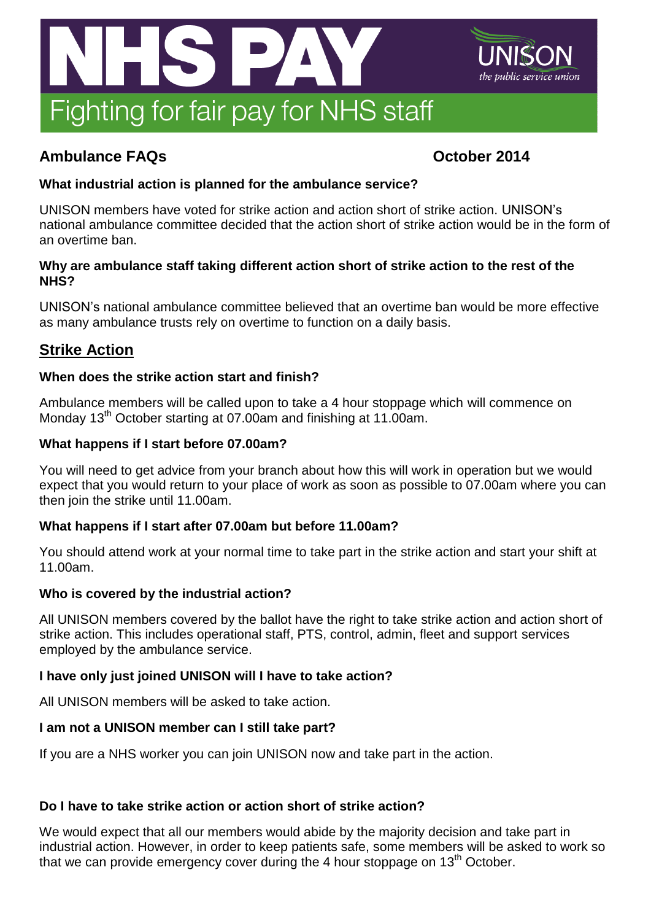# NHS PAY

UNISON *the public service union*

## Fighting for fair pay for NHS staff

**Ambulance FAQs** **October 2014**

**What industrial action is planned for the ambulance service?**

UNISON members have voted for strike action and action short of strike action. UNISON's national ambulance committee decided that the action short of strike action would be in the form of an overtime ban.

**Why are ambulance staff taking different action short of strike action to the rest of the NHS?**

UNISON's national ambulance committee believed that an overtime ban would be more effective as many ambulance trusts rely on overtime to function on a daily basis.

## Strike Action

**When does the strike action start and finish?**

Ambulance members will be called upon to take a 4 hour stoppage which will commence on Monday 13th October starting at 07.00am and finishing at 11.00am.

**What happens if I start before 07.00am?**

You will need to get advice from your branch about how this will work in operation but we would expect that you would return to your place of work as soon as possible to 07.00am where you can then join the strike until 11.00am.

**What happens if I start after 07.00am but before 11.00am?**

You should attend work at your normal time to take part in the strike action and start your shift at 11.00am.

**Who is covered by the industrial action?**

All UNISON members covered by the ballot have the right to take strike action and action short of strike action. This includes operational staff, PTS, control, admin, fleet and support services employed by the ambulance service.

**I have only just joined UNISON will I have to take action?**

All UNISON members will be asked to take action.

**I am not a UNISON member can I still take part?**

If you are a NHS worker you can join UNISON now and take part in the action.

**Do I have to take strike action or action short of strike action?**

We would expect that all our members would abide by the majority decision and take part in industrial action. However, in order to keep patients safe, some members will be asked to work so that we can provide emergency cover during the 4 hour stoppage on 13th October.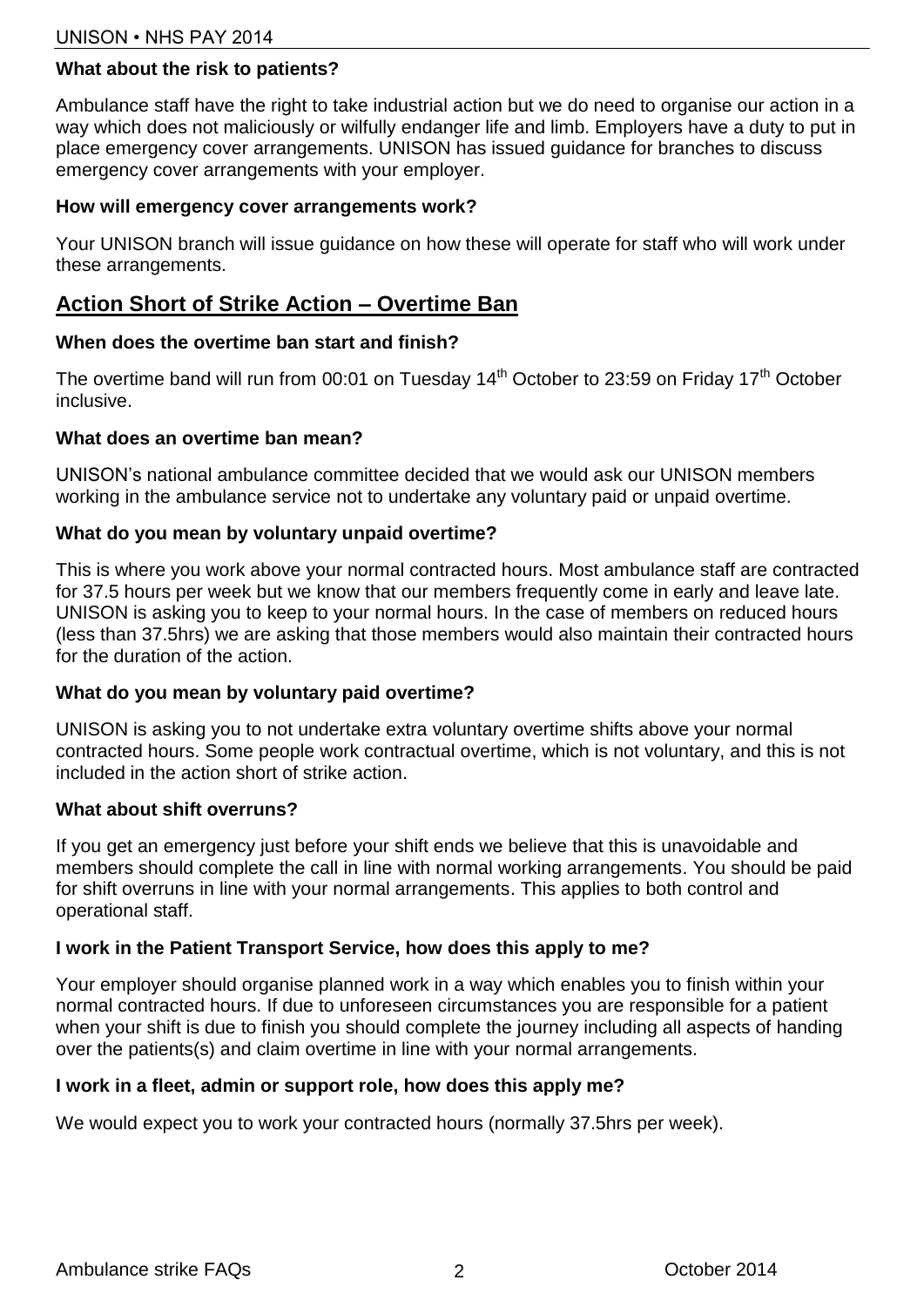**What about the risk to patients?**

Ambulance staff have the right to take industrial action but we do need to organise our action in a way which does not maliciously or wilfully endanger life and limb. Employers have a duty to put in place emergency cover arrangements. UNISON has issued guidance for branches to discuss emergency cover arrangements with your employer.

**How will emergency cover arrangements work?**

Your UNISON branch will issue guidance on how these will operate for staff who will work under these arrangements.

## Action Short of Strike Action – Overtime Ban

**When does the overtime ban start and finish?**

The overtime band will run from 00:01 on Tuesday 14th October to 23:59 on Friday 17th October inclusive.

**What does an overtime ban mean?**

UNISON's national ambulance committee decided that we would ask our UNISON members working in the ambulance service not to undertake any voluntary paid or unpaid overtime.

**What do you mean by voluntary unpaid overtime?**

This is where you work above your normal contracted hours. Most ambulance staff are contracted for 37.5 hours per week but we know that our members frequently come in early and leave late. UNISON is asking you to keep to your normal hours. In the case of members on reduced hours (less than 37.5hrs) we are asking that those members would also maintain their contracted hours for the duration of the action.

**What do you mean by voluntary paid overtime?**

UNISON is asking you to not undertake extra voluntary overtime shifts above your normal contracted hours. Some people work contractual overtime, which is not voluntary, and this is not included in the action short of strike action.

**What about shift overruns?**

If you get an emergency just before your shift ends we believe that this is unavoidable and members should complete the call in line with normal working arrangements. You should be paid for shift overruns in line with your normal arrangements. This applies to both control and operational staff.

**I work in the Patient Transport Service, how does this apply to me?**

Your employer should organise planned work in a way which enables you to finish within your normal contracted hours. If due to unforeseen circumstances you are responsible for a patient when your shift is due to finish you should complete the journey including all aspects of handing over the patients(s) and claim overtime in line with your normal arrangements.

**I work in a fleet, admin or support role, how does this apply me?**

We would expect you to work your contracted hours (normally 37.5hrs per week).